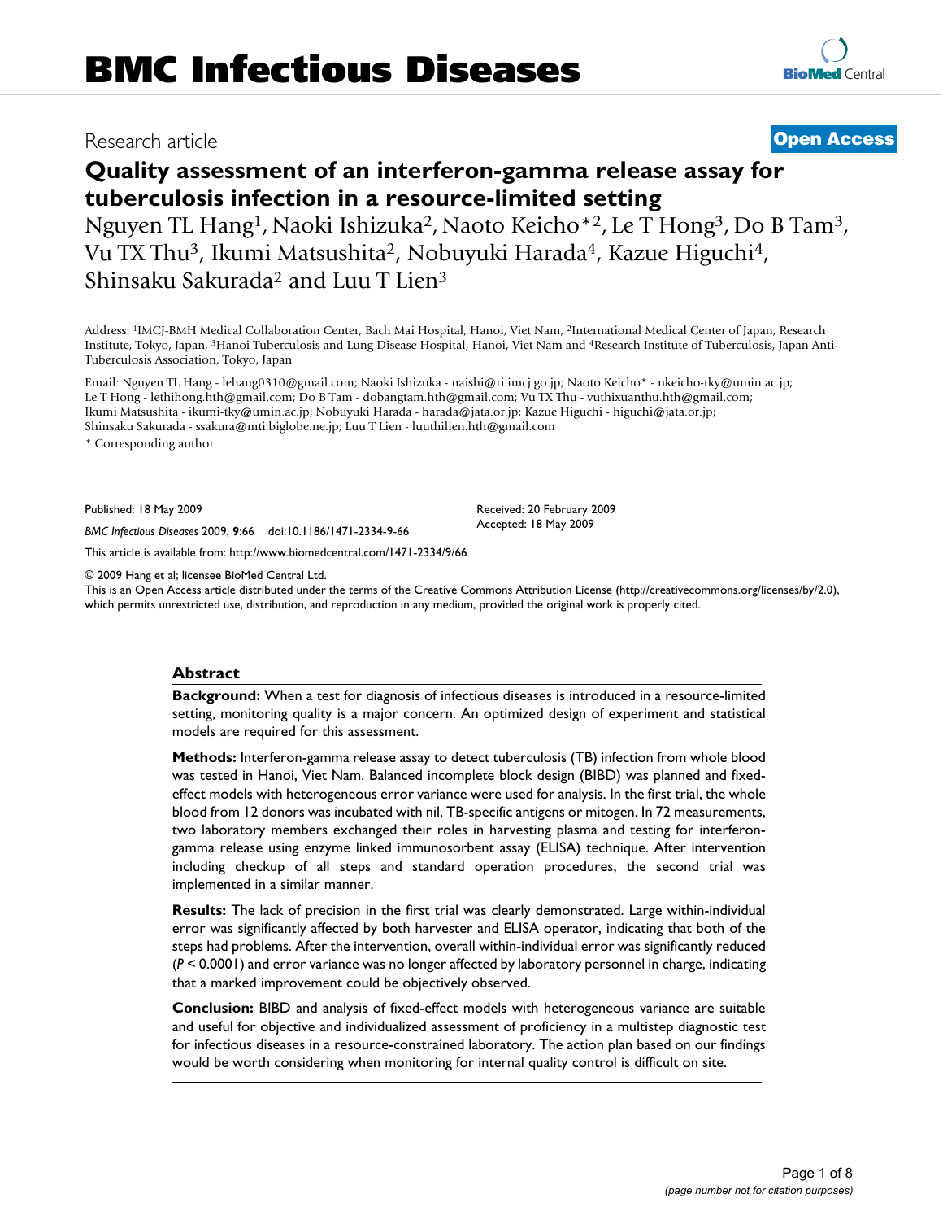# BMC Infectious Diseases

Research article

**Open Access**

# Quality assessment of an interferon-gamma release assay for tuberculosis infection in a resource-limited setting

Nguyen TL Hang[1], Naoki Ishizuka[2], Naoto Keicho*[2], Le T Hong[3], Do B Tam[3], Vu TX Thu[3], Ikumi Matsushita[2], Nobuyuki Harada[4], Kazue Higuchi[4], Shinsaku Sakurada[2] and Luu T Lien[3]

Address: [1]IMCJ-BMH Medical Collaboration Center, Bach Mai Hospital, Hanoi, Viet Nam, [2]International Medical Center of Japan, Research Institute, Tokyo, Japan, [3]Hanoi Tuberculosis and Lung Disease Hospital, Hanoi, Viet Nam and [4]Research Institute of Tuberculosis, Japan Anti-Tuberculosis Association, Tokyo, Japan

Email: Nguyen TL Hang - lehang0310@gmail.com; Naoki Ishizuka - naishi@ri.imcj.go.jp; Naoto Keicho* - nkeicho-tky@umin.ac.jp; Le T Hong - lethihong.hth@gmail.com; Do B Tam - dobangtam.hth@gmail.com; Vu TX Thu - vuthixuanthu.hth@gmail.com; Ikumi Matsushita - ikumi-tky@umin.ac.jp; Nobuyuki Harada - harada@jata.or.jp; Kazue Higuchi - higuchi@jata.or.jp; Shinsaku Sakurada - ssakura@mti.biglobe.ne.jp; Luu T Lien - luuthilien.hth@gmail.com

\* Corresponding author

Published: 18 May 2009

*BMC Infectious Diseases* 2009, **9**:66 doi:10.1186/1471-2334-9-66

Received: 20 February 2009
Accepted: 18 May 2009

This article is available from: http://www.biomedcentral.com/1471-2334/9/66

© 2009 Hang et al; licensee BioMed Central Ltd.
This is an Open Access article distributed under the terms of the Creative Commons Attribution License (http://creativecommons.org/licenses/by/2.0), which permits unrestricted use, distribution, and reproduction in any medium, provided the original work is properly cited.

## Abstract

**Background:** When a test for diagnosis of infectious diseases is introduced in a resource-limited setting, monitoring quality is a major concern. An optimized design of experiment and statistical models are required for this assessment.

**Methods:** Interferon-gamma release assay to detect tuberculosis (TB) infection from whole blood was tested in Hanoi, Viet Nam. Balanced incomplete block design (BIBD) was planned and fixed-effect models with heterogeneous error variance were used for analysis. In the first trial, the whole blood from 12 donors was incubated with nil, TB-specific antigens or mitogen. In 72 measurements, two laboratory members exchanged their roles in harvesting plasma and testing for interferon-gamma release using enzyme linked immunosorbent assay (ELISA) technique. After intervention including checkup of all steps and standard operation procedures, the second trial was implemented in a similar manner.

**Results:** The lack of precision in the first trial was clearly demonstrated. Large within-individual error was significantly affected by both harvester and ELISA operator, indicating that both of the steps had problems. After the intervention, overall within-individual error was significantly reduced ($P < 0.0001$) and error variance was no longer affected by laboratory personnel in charge, indicating that a marked improvement could be objectively observed.

**Conclusion:** BIBD and analysis of fixed-effect models with heterogeneous variance are suitable and useful for objective and individualized assessment of proficiency in a multistep diagnostic test for infectious diseases in a resource-constrained laboratory. The action plan based on our findings would be worth considering when monitoring for internal quality control is difficult on site.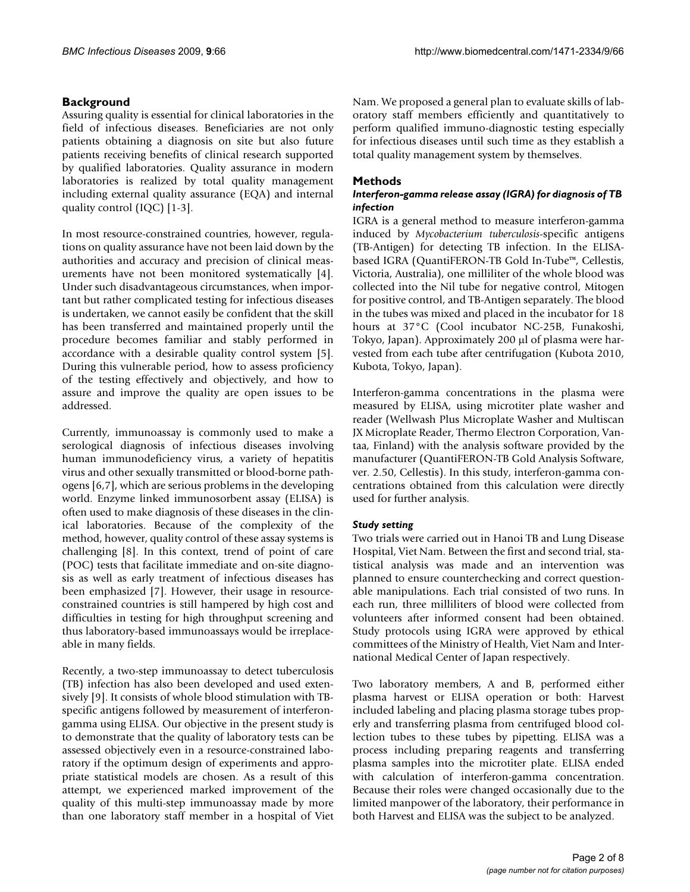## Background

Assuring quality is essential for clinical laboratories in the field of infectious diseases. Beneficiaries are not only patients obtaining a diagnosis on site but also future patients receiving benefits of clinical research supported by qualified laboratories. Quality assurance in modern laboratories is realized by total quality management including external quality assurance (EQA) and internal quality control (IQC) [1-3].

In most resource-constrained countries, however, regulations on quality assurance have not been laid down by the authorities and accuracy and precision of clinical measurements have not been monitored systematically [4]. Under such disadvantageous circumstances, when important but rather complicated testing for infectious diseases is undertaken, we cannot easily be confident that the skill has been transferred and maintained properly until the procedure becomes familiar and stably performed in accordance with a desirable quality control system [5]. During this vulnerable period, how to assess proficiency of the testing effectively and objectively, and how to assure and improve the quality are open issues to be addressed.

Currently, immunoassay is commonly used to make a serological diagnosis of infectious diseases involving human immunodeficiency virus, a variety of hepatitis virus and other sexually transmitted or blood-borne pathogens [6,7], which are serious problems in the developing world. Enzyme linked immunosorbent assay (ELISA) is often used to make diagnosis of these diseases in the clinical laboratories. Because of the complexity of the method, however, quality control of these assay systems is challenging [8]. In this context, trend of point of care (POC) tests that facilitate immediate and on-site diagnosis as well as early treatment of infectious diseases has been emphasized [7]. However, their usage in resource-constrained countries is still hampered by high cost and difficulties in testing for high throughput screening and thus laboratory-based immunoassays would be irreplaceable in many fields.

Recently, a two-step immunoassay to detect tuberculosis (TB) infection has also been developed and used extensively [9]. It consists of whole blood stimulation with TB-specific antigens followed by measurement of interferon-gamma using ELISA. Our objective in the present study is to demonstrate that the quality of laboratory tests can be assessed objectively even in a resource-constrained laboratory if the optimum design of experiments and appropriate statistical models are chosen. As a result of this attempt, we experienced marked improvement of the quality of this multi-step immunoassay made by more than one laboratory staff member in a hospital of Viet Nam. We proposed a general plan to evaluate skills of laboratory staff members efficiently and quantitatively to perform qualified immuno-diagnostic testing especially for infectious diseases until such time as they establish a total quality management system by themselves.

## Methods

### *Interferon-gamma release assay (IGRA) for diagnosis of TB infection*

IGRA is a general method to measure interferon-gamma induced by *Mycobacterium tuberculosis*-specific antigens (TB-Antigen) for detecting TB infection. In the ELISA-based IGRA (QuantiFERON-TB Gold In-Tube™, Cellestis, Victoria, Australia), one milliliter of the whole blood was collected into the Nil tube for negative control, Mitogen for positive control, and TB-Antigen separately. The blood in the tubes was mixed and placed in the incubator for 18 hours at 37°C (Cool incubator NC-25B, Funakoshi, Tokyo, Japan). Approximately 200 μl of plasma were harvested from each tube after centrifugation (Kubota 2010, Kubota, Tokyo, Japan).

Interferon-gamma concentrations in the plasma were measured by ELISA, using microtiter plate washer and reader (Wellwash Plus Microplate Washer and Multiscan JX Microplate Reader, Thermo Electron Corporation, Vantaa, Finland) with the analysis software provided by the manufacturer (QuantiFERON-TB Gold Analysis Software, ver. 2.50, Cellestis). In this study, interferon-gamma concentrations obtained from this calculation were directly used for further analysis.

### *Study setting*

Two trials were carried out in Hanoi TB and Lung Disease Hospital, Viet Nam. Between the first and second trial, statistical analysis was made and an intervention was planned to ensure counterchecking and correct questionable manipulations. Each trial consisted of two runs. In each run, three milliliters of blood were collected from volunteers after informed consent had been obtained. Study protocols using IGRA were approved by ethical committees of the Ministry of Health, Viet Nam and International Medical Center of Japan respectively.

Two laboratory members, A and B, performed either plasma harvest or ELISA operation or both: Harvest included labeling and placing plasma storage tubes properly and transferring plasma from centrifuged blood collection tubes to these tubes by pipetting. ELISA was a process including preparing reagents and transferring plasma samples into the microtiter plate. ELISA ended with calculation of interferon-gamma concentration. Because their roles were changed occasionally due to the limited manpower of the laboratory, their performance in both Harvest and ELISA was the subject to be analyzed.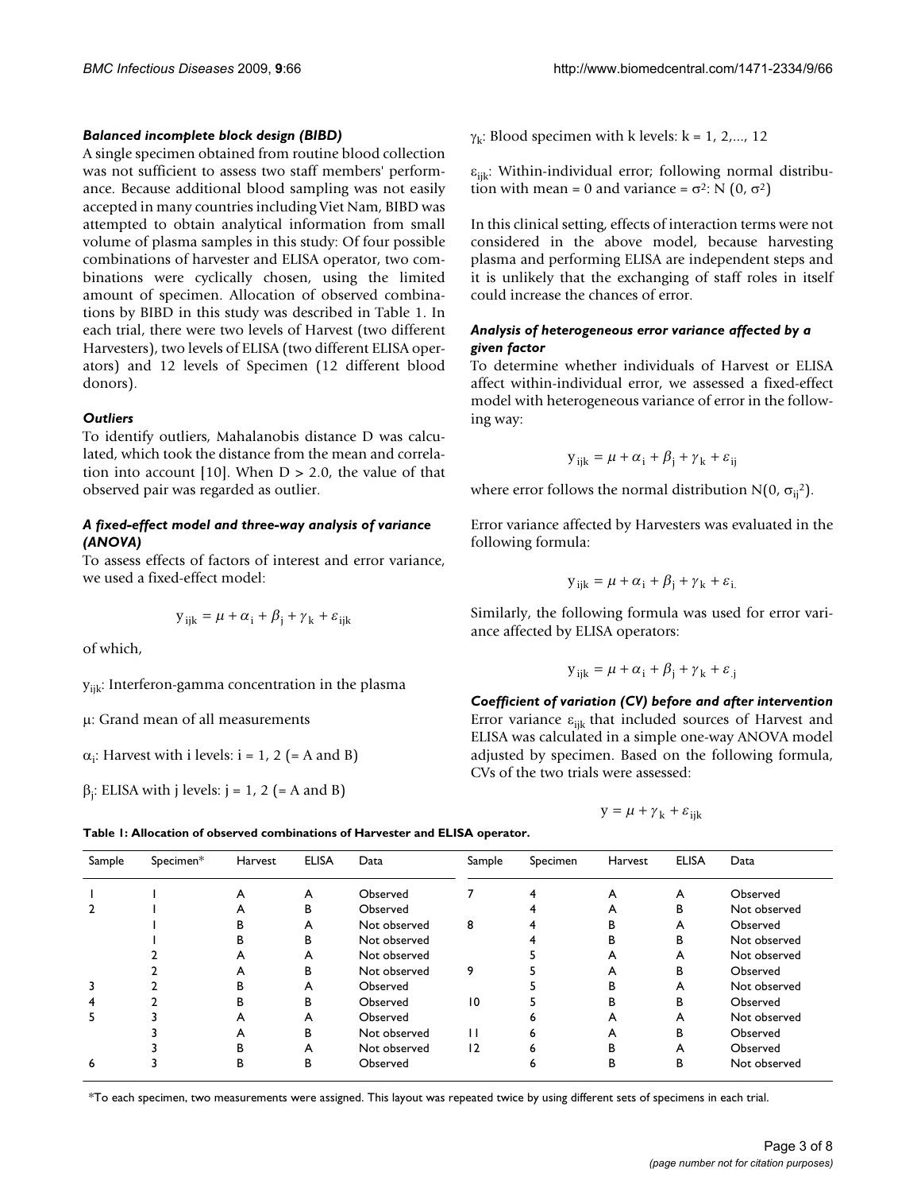### *Balanced incomplete block design (BIBD)*

A single specimen obtained from routine blood collection was not sufficient to assess two staff members' performance. Because additional blood sampling was not easily accepted in many countries including Viet Nam, BIBD was attempted to obtain analytical information from small volume of plasma samples in this study: Of four possible combinations of harvester and ELISA operator, two combinations were cyclically chosen, using the limited amount of specimen. Allocation of observed combinations by BIBD in this study was described in Table 1. In each trial, there were two levels of Harvest (two different Harvesters), two levels of ELISA (two different ELISA operators) and 12 levels of Specimen (12 different blood donors).

### *Outliers*

To identify outliers, Mahalanobis distance D was calculated, which took the distance from the mean and correlation into account [10]. When $D > 2.0$, the value of that observed pair was regarded as outlier.

### *A fixed-effect model and three-way analysis of variance (ANOVA)*

To assess effects of factors of interest and error variance, we used a fixed-effect model:

$$y_{ijk} = \mu + \alpha_i + \beta_j + \gamma_k + \varepsilon_{ijk}$$

of which,

$y_{ijk}$: Interferon-gamma concentration in the plasma

$\mu$: Grand mean of all measurements

$\alpha_i$: Harvest with i levels: i = 1, 2 (= A and B)

$\beta_j$: ELISA with j levels: j = 1, 2 (= A and B)

$\gamma_k$: Blood specimen with k levels: k = 1, 2,..., 12

$\varepsilon_{ijk}$: Within-individual error; following normal distribution with mean = 0 and variance = $\sigma^2$: $N(0, \sigma^2)$

In this clinical setting, effects of interaction terms were not considered in the above model, because harvesting plasma and performing ELISA are independent steps and it is unlikely that the exchanging of staff roles in itself could increase the chances of error.

### *Analysis of heterogeneous error variance affected by a given factor*

To determine whether individuals of Harvest or ELISA affect within-individual error, we assessed a fixed-effect model with heterogeneous variance of error in the following way:

$$y_{ijk} = \mu + \alpha_i + \beta_j + \gamma_k + \varepsilon_{ij}$$

where error follows the normal distribution $N(0, \sigma_{ij}^2)$.

Error variance affected by Harvesters was evaluated in the following formula:

$$y_{ijk} = \mu + \alpha_i + \beta_j + \gamma_k + \varepsilon_{i.}$$

Similarly, the following formula was used for error variance affected by ELISA operators:

$$y_{ijk} = \mu + \alpha_i + \beta_j + \gamma_k + \varepsilon_{.j}$$

### *Coefficient of variation (CV) before and after intervention*

Error variance $\varepsilon_{ijk}$ that included sources of Harvest and ELISA was calculated in a simple one-way ANOVA model adjusted by specimen. Based on the following formula, CVs of the two trials were assessed:

$$y = \mu + \gamma_k + \varepsilon_{ijk}$$

**Table 1: Allocation of observed combinations of Harvester and ELISA operator.**

| Sample | Specimen* | Harvest | ELISA | Data | Sample | Specimen | Harvest | ELISA | Data |
|---|---|---|---|---|---|---|---|---|---|
| 1 | 1 | A | A | Observed | 7 | 4 | A | A | Observed |
| 2 | 1 | A | B | Observed | | 4 | A | B | Not observed |
| | 1 | B | A | Not observed | 8 | 4 | B | A | Observed |
| | 1 | B | B | Not observed | | 4 | B | B | Not observed |
| | 2 | A | A | Not observed | | 5 | A | A | Not observed |
| | 2 | A | B | Not observed | 9 | 5 | A | B | Observed |
| 3 | 2 | B | A | Observed | | 5 | B | A | Not observed |
| 4 | 2 | B | B | Observed | 10 | 5 | B | B | Observed |
| 5 | 3 | A | A | Observed | | 6 | A | A | Not observed |
| | 3 | A | B | Not observed | 11 | 6 | A | B | Observed |
| | 3 | B | A | Not observed | 12 | 6 | B | A | Observed |
| 6 | 3 | B | B | Observed | | 6 | B | B | Not observed |

*To each specimen, two measurements were assigned. This layout was repeated twice by using different sets of specimens in each trial.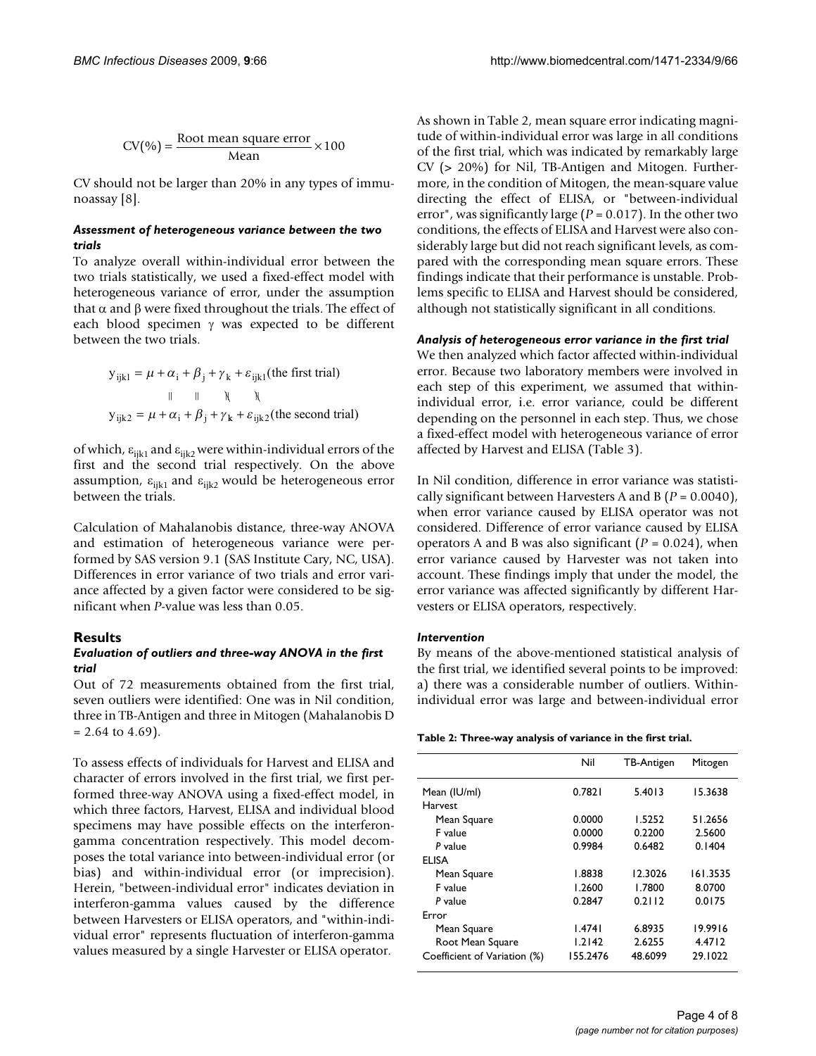$$\text{CV}(\%) = \frac{\text{Root mean square error}}{\text{Mean}} \times 100$$

CV should not be larger than 20% in any types of immunoassay [8].

#### *Assessment of heterogeneous variance between the two trials*

To analyze overall within-individual error between the two trials statistically, we used a fixed-effect model with heterogeneous variance of error, under the assumption that $\alpha$ and $\beta$ were fixed throughout the trials. The effect of each blood specimen $\gamma$ was expected to be different between the two trials.

$$\begin{aligned} y_{ijk1} &= \mu + \alpha_i + \beta_j + \gamma_k + \varepsilon_{ijk1} \text{(the first trial)} \\ &\quad\; \| \quad\;\; \| \quad\;\; \nparallel \quad\;\; \nparallel \\ y_{ijk2} &= \mu + \alpha_i + \beta_j + \gamma_k + \varepsilon_{ijk2} \text{(the second trial)} \end{aligned}$$

of which, $\varepsilon_{ijk1}$ and $\varepsilon_{ijk2}$ were within-individual errors of the first and the second trial respectively. On the above assumption, $\varepsilon_{ijk1}$ and $\varepsilon_{ijk2}$ would be heterogeneous error between the trials.

Calculation of Mahalanobis distance, three-way ANOVA and estimation of heterogeneous variance were performed by SAS version 9.1 (SAS Institute Cary, NC, USA). Differences in error variance of two trials and error variance affected by a given factor were considered to be significant when *P*-value was less than 0.05.

## Results

#### *Evaluation of outliers and three-way ANOVA in the first trial*

Out of 72 measurements obtained from the first trial, seven outliers were identified: One was in Nil condition, three in TB-Antigen and three in Mitogen (Mahalanobis D = 2.64 to 4.69).

To assess effects of individuals for Harvest and ELISA and character of errors involved in the first trial, we first performed three-way ANOVA using a fixed-effect model, in which three factors, Harvest, ELISA and individual blood specimens may have possible effects on the interferon-gamma concentration respectively. This model decomposes the total variance into between-individual error (or bias) and within-individual error (or imprecision). Herein, "between-individual error" indicates deviation in interferon-gamma values caused by the difference between Harvesters or ELISA operators, and "within-individual error" represents fluctuation of interferon-gamma values measured by a single Harvester or ELISA operator.

As shown in Table 2, mean square error indicating magnitude of within-individual error was large in all conditions of the first trial, which was indicated by remarkably large CV (> 20%) for Nil, TB-Antigen and Mitogen. Furthermore, in the condition of Mitogen, the mean-square value directing the effect of ELISA, or "between-individual error", was significantly large (*P* = 0.017). In the other two conditions, the effects of ELISA and Harvest were also considerably large but did not reach significant levels, as compared with the corresponding mean square errors. These findings indicate that their performance is unstable. Problems specific to ELISA and Harvest should be considered, although not statistically significant in all conditions.

#### *Analysis of heterogeneous error variance in the first trial*

We then analyzed which factor affected within-individual error. Because two laboratory members were involved in each step of this experiment, we assumed that within-individual error, i.e. error variance, could be different depending on the personnel in each step. Thus, we chose a fixed-effect model with heterogeneous variance of error affected by Harvest and ELISA (Table 3).

In Nil condition, difference in error variance was statistically significant between Harvesters A and B (*P* = 0.0040), when error variance caused by ELISA operator was not considered. Difference of error variance caused by ELISA operators A and B was also significant (*P* = 0.024), when error variance caused by Harvester was not taken into account. These findings imply that under the model, the error variance was affected significantly by different Harvesters or ELISA operators, respectively.

#### *Intervention*

By means of the above-mentioned statistical analysis of the first trial, we identified several points to be improved: a) there was a considerable number of outliers. Within-individual error was large and between-individual error

**Table 2: Three-way analysis of variance in the first trial.**

| | Nil | TB-Antigen | Mitogen |
|---|---|---|---|
| Mean (IU/ml) | 0.7821 | 5.4013 | 15.3638 |
| Harvest | | | |
| Mean Square | 0.0000 | 1.5252 | 51.2656 |
| F value | 0.0000 | 0.2200 | 2.5600 |
| *P* value | 0.9984 | 0.6482 | 0.1404 |
| ELISA | | | |
| Mean Square | 1.8838 | 12.3026 | 161.3535 |
| F value | 1.2600 | 1.7800 | 8.0700 |
| *P* value | 0.2847 | 0.2112 | 0.0175 |
| Error | | | |
| Mean Square | 1.4741 | 6.8935 | 19.9916 |
| Root Mean Square | 1.2142 | 2.6255 | 4.4712 |
| Coefficient of Variation (%) | 155.2476 | 48.6099 | 29.1022 |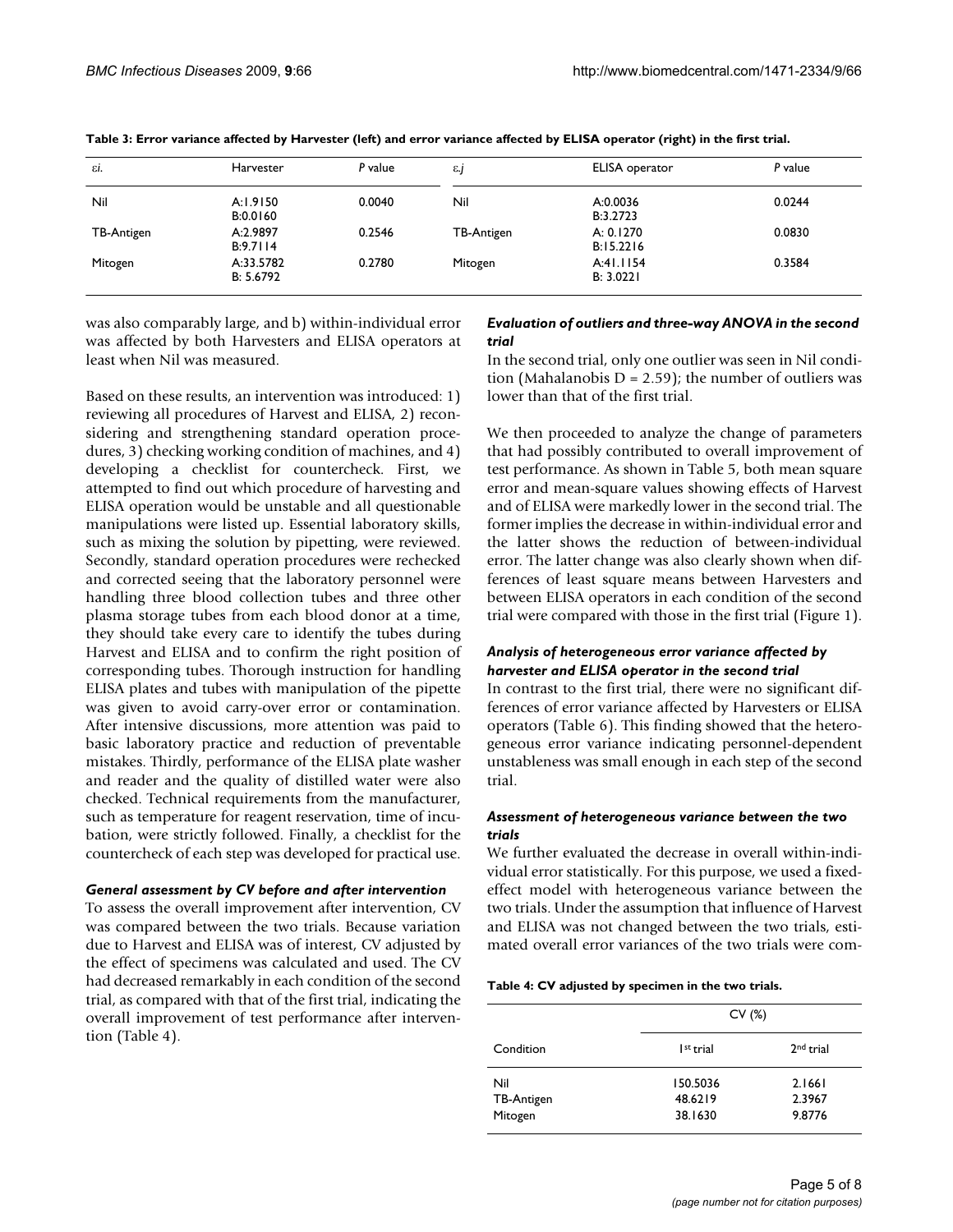**Table 3: Error variance affected by Harvester (left) and error variance affected by ELISA operator (right) in the first trial.**

| $\varepsilon_{i.}$ | Harvester | *P* value | $\varepsilon_{.j}$ | ELISA operator | *P* value |
|---|---|---|---|---|---|
| Nil | A:1.9150<br>B:0.0160 | 0.0040 | Nil | A:0.0036<br>B:3.2723 | 0.0244 |
| TB-Antigen | A:2.9897<br>B:9.7114 | 0.2546 | TB-Antigen | A: 0.1270<br>B:15.2216 | 0.0830 |
| Mitogen | A:33.5782<br>B: 5.6792 | 0.2780 | Mitogen | A:41.1154<br>B: 3.0221 | 0.3584 |

was also comparably large, and b) within-individual error was affected by both Harvesters and ELISA operators at least when Nil was measured.

Based on these results, an intervention was introduced: 1) reviewing all procedures of Harvest and ELISA, 2) reconsidering and strengthening standard operation procedures, 3) checking working condition of machines, and 4) developing a checklist for countercheck. First, we attempted to find out which procedure of harvesting and ELISA operation would be unstable and all questionable manipulations were listed up. Essential laboratory skills, such as mixing the solution by pipetting, were reviewed. Secondly, standard operation procedures were rechecked and corrected seeing that the laboratory personnel were handling three blood collection tubes and three other plasma storage tubes from each blood donor at a time, they should take every care to identify the tubes during Harvest and ELISA and to confirm the right position of corresponding tubes. Thorough instruction for handling ELISA plates and tubes with manipulation of the pipette was given to avoid carry-over error or contamination. After intensive discussions, more attention was paid to basic laboratory practice and reduction of preventable mistakes. Thirdly, performance of the ELISA plate washer and reader and the quality of distilled water were also checked. Technical requirements from the manufacturer, such as temperature for reagent reservation, time of incubation, were strictly followed. Finally, a checklist for the countercheck of each step was developed for practical use.

### *General assessment by CV before and after intervention*

To assess the overall improvement after intervention, CV was compared between the two trials. Because variation due to Harvest and ELISA was of interest, CV adjusted by the effect of specimens was calculated and used. The CV had decreased remarkably in each condition of the second trial, as compared with that of the first trial, indicating the overall improvement of test performance after intervention (Table 4).

### *Evaluation of outliers and three-way ANOVA in the second trial*

In the second trial, only one outlier was seen in Nil condition (Mahalanobis D = 2.59); the number of outliers was lower than that of the first trial.

We then proceeded to analyze the change of parameters that had possibly contributed to overall improvement of test performance. As shown in Table 5, both mean square error and mean-square values showing effects of Harvest and of ELISA were markedly lower in the second trial. The former implies the decrease in within-individual error and the latter shows the reduction of between-individual error. The latter change was also clearly shown when differences of least square means between Harvesters and between ELISA operators in each condition of the second trial were compared with those in the first trial (Figure 1).

### *Analysis of heterogeneous error variance affected by harvester and ELISA operator in the second trial*

In contrast to the first trial, there were no significant differences of error variance affected by Harvesters or ELISA operators (Table 6). This finding showed that the heterogeneous error variance indicating personnel-dependent unstableness was small enough in each step of the second trial.

### *Assessment of heterogeneous variance between the two trials*

We further evaluated the decrease in overall within-individual error statistically. For this purpose, we used a fixed-effect model with heterogeneous variance between the two trials. Under the assumption that influence of Harvest and ELISA was not changed between the two trials, estimated overall error variances of the two trials were com-

**Table 4: CV adjusted by specimen in the two trials.**

| | CV (%) | |
|---|---|---|
| Condition | 1st trial | 2nd trial |
| Nil | 150.5036 | 2.1661 |
| TB-Antigen | 48.6219 | 2.3967 |
| Mitogen | 38.1630 | 9.8776 |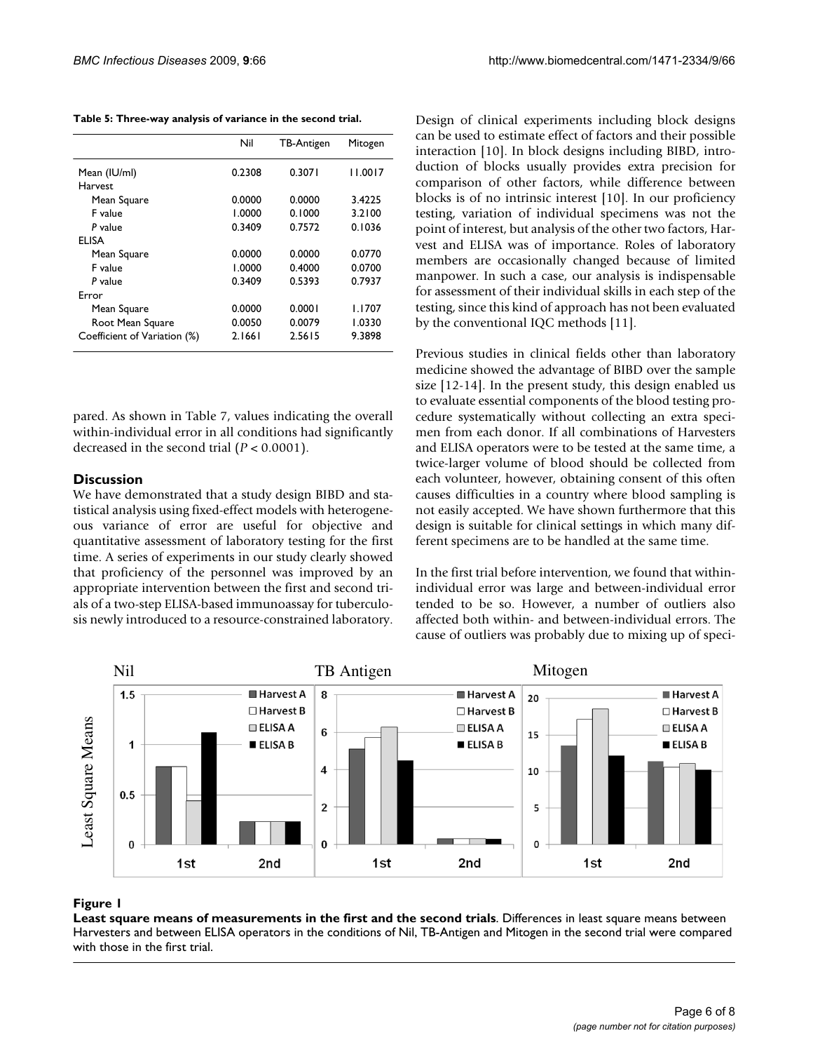**Table 5: Three-way analysis of variance in the second trial.**

| | Nil | TB-Antigen | Mitogen |
|---|---|---|---|
| Mean (IU/ml) | 0.2308 | 0.3071 | 11.0017 |
| Harvest | | | |
| Mean Square | 0.0000 | 0.0000 | 3.4225 |
| F value | 1.0000 | 0.1000 | 3.2100 |
| *P* value | 0.3409 | 0.7572 | 0.1036 |
| ELISA | | | |
| Mean Square | 0.0000 | 0.0000 | 0.0770 |
| F value | 1.0000 | 0.4000 | 0.0700 |
| *P* value | 0.3409 | 0.5393 | 0.7937 |
| Error | | | |
| Mean Square | 0.0000 | 0.0001 | 1.1707 |
| Root Mean Square | 0.0050 | 0.0079 | 1.0330 |
| Coefficient of Variation (%) | 2.1661 | 2.5615 | 9.3898 |

pared. As shown in Table 7, values indicating the overall within-individual error in all conditions had significantly decreased in the second trial ($P < 0.0001$).

## Discussion

We have demonstrated that a study design BIBD and statistical analysis using fixed-effect models with heterogeneous variance of error are useful for objective and quantitative assessment of laboratory testing for the first time. A series of experiments in our study clearly showed that proficiency of the personnel was improved by an appropriate intervention between the first and second trials of a two-step ELISA-based immunoassay for tuberculosis newly introduced to a resource-constrained laboratory.

Design of clinical experiments including block designs can be used to estimate effect of factors and their possible interaction [10]. In block designs including BIBD, introduction of blocks usually provides extra precision for comparison of other factors, while difference between blocks is of no intrinsic interest [10]. In our proficiency testing, variation of individual specimens was not the point of interest, but analysis of the other two factors, Harvest and ELISA was of importance. Roles of laboratory members are occasionally changed because of limited manpower. In such a case, our analysis is indispensable for assessment of their individual skills in each step of the testing, since this kind of approach has not been evaluated by the conventional IQC methods [11].

Previous studies in clinical fields other than laboratory medicine showed the advantage of BIBD over the sample size [12-14]. In the present study, this design enabled us to evaluate essential components of the blood testing procedure systematically without collecting an extra specimen from each donor. If all combinations of Harvesters and ELISA operators were to be tested at the same time, a twice-larger volume of blood should be collected from each volunteer, however, obtaining consent of this often causes difficulties in a country where blood sampling is not easily accepted. We have shown furthermore that this design is suitable for clinical settings in which many different specimens are to be handled at the same time.

In the first trial before intervention, we found that within-individual error was large and between-individual error tended to be so. However, a number of outliers also affected both within- and between-individual errors. The cause of outliers was probably due to mixing up of speci-

**Figure 1**

**Least square means of measurements in the first and the second trials**. Differences in least square means between Harvesters and between ELISA operators in the conditions of Nil, TB-Antigen and Mitogen in the second trial were compared with those in the first trial.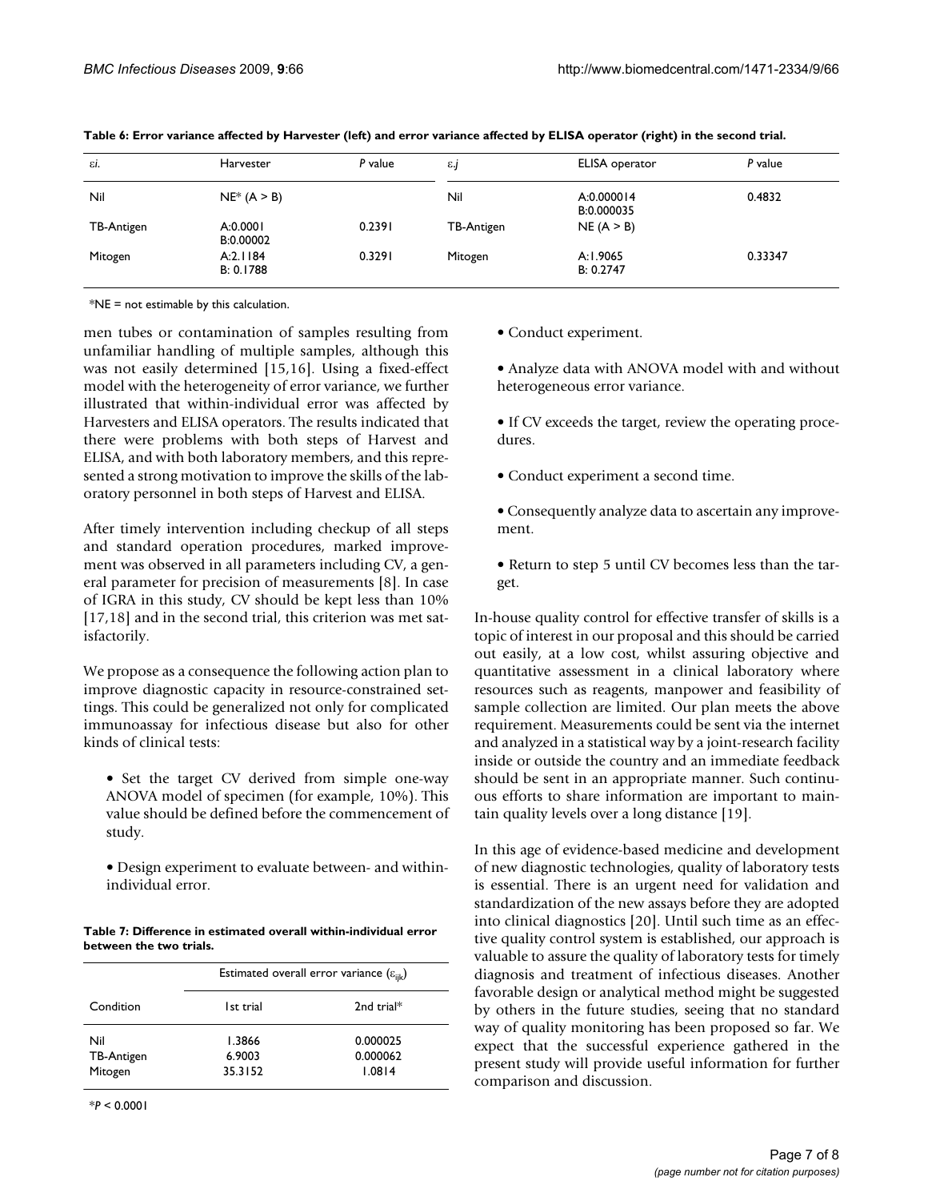**Table 6: Error variance affected by Harvester (left) and error variance affected by ELISA operator (right) in the second trial.**

| $\varepsilon i.$ | Harvester | *P* value | $\varepsilon .j$ | ELISA operator | *P* value |
| --- | --- | --- | --- | --- | --- |
| Nil | NE* (A > B) | | Nil | A:0.000014 B:0.000035 | 0.4832 |
| TB-Antigen | A:0.0001 B:0.00002 | 0.2391 | TB-Antigen | NE (A > B) | |
| Mitogen | A:2.1184 B: 0.1788 | 0.3291 | Mitogen | A:1.9065 B: 0.2747 | 0.33347 |

*NE = not estimable by this calculation.

men tubes or contamination of samples resulting from unfamiliar handling of multiple samples, although this was not easily determined [15,16]. Using a fixed-effect model with the heterogeneity of error variance, we further illustrated that within-individual error was affected by Harvesters and ELISA operators. The results indicated that there were problems with both steps of Harvest and ELISA, and with both laboratory members, and this represented a strong motivation to improve the skills of the laboratory personnel in both steps of Harvest and ELISA.

After timely intervention including checkup of all steps and standard operation procedures, marked improvement was observed in all parameters including CV, a general parameter for precision of measurements [8]. In case of IGRA in this study, CV should be kept less than 10% [17,18] and in the second trial, this criterion was met satisfactorily.

We propose as a consequence the following action plan to improve diagnostic capacity in resource-constrained settings. This could be generalized not only for complicated immunoassay for infectious disease but also for other kinds of clinical tests:

- Set the target CV derived from simple one-way ANOVA model of specimen (for example, 10%). This value should be defined before the commencement of study.
- Design experiment to evaluate between- and within-individual error.
- Conduct experiment.
- Analyze data with ANOVA model with and without heterogeneous error variance.
- If CV exceeds the target, review the operating procedures.
- Conduct experiment a second time.
- Consequently analyze data to ascertain any improvement.
- Return to step 5 until CV becomes less than the target.

**Table 7: Difference in estimated overall within-individual error between the two trials.**

| Condition | Estimated overall error variance ($\varepsilon_{ijk}$) 1st trial | 2nd trial* |
| --- | --- | --- |
| Nil | 1.3866 | 0.000025 |
| TB-Antigen | 6.9003 | 0.000062 |
| Mitogen | 35.3152 | 1.0814 |

*$P < 0.0001$

In-house quality control for effective transfer of skills is a topic of interest in our proposal and this should be carried out easily, at a low cost, whilst assuring objective and quantitative assessment in a clinical laboratory where resources such as reagents, manpower and feasibility of sample collection are limited. Our plan meets the above requirement. Measurements could be sent via the internet and analyzed in a statistical way by a joint-research facility inside or outside the country and an immediate feedback should be sent in an appropriate manner. Such continuous efforts to share information are important to maintain quality levels over a long distance [19].

In this age of evidence-based medicine and development of new diagnostic technologies, quality of laboratory tests is essential. There is an urgent need for validation and standardization of the new assays before they are adopted into clinical diagnostics [20]. Until such time as an effective quality control system is established, our approach is valuable to assure the quality of laboratory tests for timely diagnosis and treatment of infectious diseases. Another favorable design or analytical method might be suggested by others in the future studies, seeing that no standard way of quality monitoring has been proposed so far. We expect that the successful experience gathered in the present study will provide useful information for further comparison and discussion.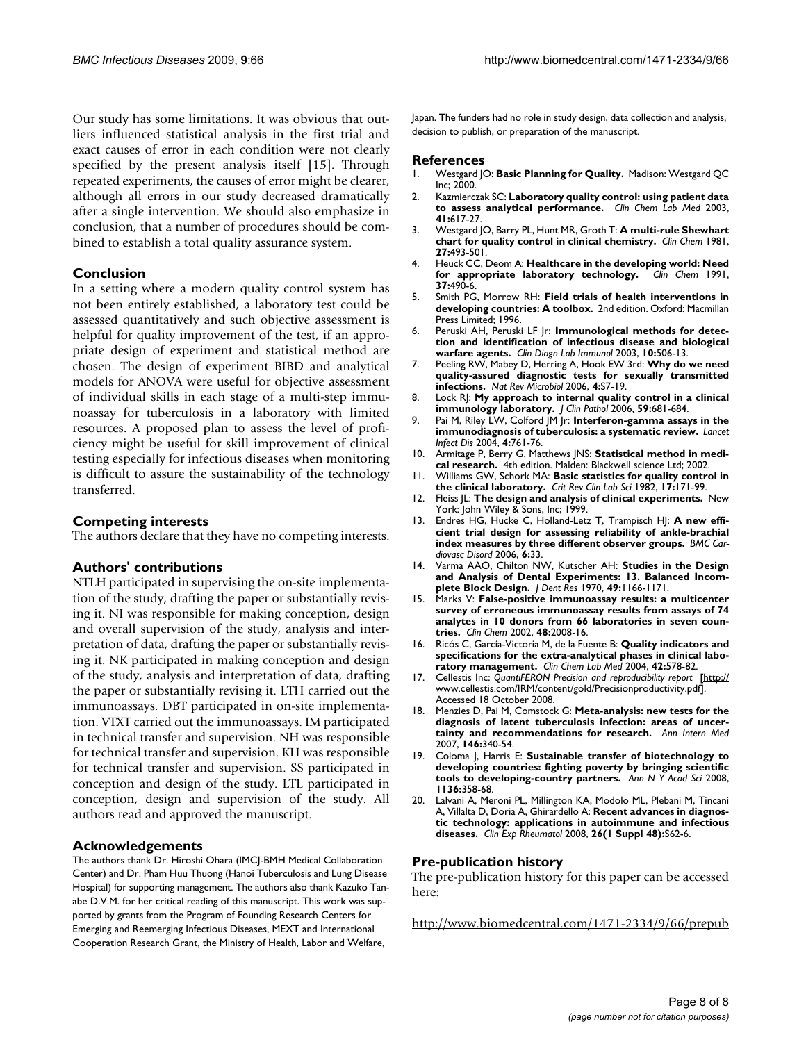Our study has some limitations. It was obvious that outliers influenced statistical analysis in the first trial and exact causes of error in each condition were not clearly specified by the present analysis itself [15]. Through repeated experiments, the causes of error might be clearer, although all errors in our study decreased dramatically after a single intervention. We should also emphasize in conclusion, that a number of procedures should be combined to establish a total quality assurance system.

## Conclusion

In a setting where a modern quality control system has not been entirely established, a laboratory test could be assessed quantitatively and such objective assessment is helpful for quality improvement of the test, if an appropriate design of experiment and statistical method are chosen. The design of experiment BIBD and analytical models for ANOVA were useful for objective assessment of individual skills in each stage of a multi-step immunoassay for tuberculosis in a laboratory with limited resources. A proposed plan to assess the level of proficiency might be useful for skill improvement of clinical testing especially for infectious diseases when monitoring is difficult to assure the sustainability of the technology transferred.

## Competing interests

The authors declare that they have no competing interests.

## Authors' contributions

NTLH participated in supervising the on-site implementation of the study, drafting the paper or substantially revising it. NI was responsible for making conception, design and overall supervision of the study, analysis and interpretation of data, drafting the paper or substantially revising it. NK participated in making conception and design of the study, analysis and interpretation of data, drafting the paper or substantially revising it. LTH carried out the immunoassays. DBT participated in on-site implementation. VTXT carried out the immunoassays. IM participated in technical transfer and supervision. NH was responsible for technical transfer and supervision. KH was responsible for technical transfer and supervision. SS participated in conception and design of the study. LTL participated in conception, design and supervision of the study. All authors read and approved the manuscript.

## Acknowledgements

The authors thank Dr. Hiroshi Ohara (IMCJ-BMH Medical Collaboration Center) and Dr. Pham Huu Thuong (Hanoi Tuberculosis and Lung Disease Hospital) for supporting management. The authors also thank Kazuko Tanabe D.V.M. for her critical reading of this manuscript. This work was supported by grants from the Program of Founding Research Centers for Emerging and Reemerging Infectious Diseases, MEXT and International Cooperation Research Grant, the Ministry of Health, Labor and Welfare, Japan. The funders had no role in study design, data collection and analysis, decision to publish, or preparation of the manuscript.

## References

1. Westgard JO: **Basic Planning for Quality.** Madison: Westgard QC Inc; 2000.
2. Kazmierczak SC: **Laboratory quality control: using patient data to assess analytical performance.** *Clin Chem Lab Med* 2003, **41:**617-27.
3. Westgard JO, Barry PL, Hunt MR, Groth T: **A multi-rule Shewhart chart for quality control in clinical chemistry.** *Clin Chem* 1981, **27:**493-501.
4. Heuck CC, Deom A: **Healthcare in the developing world: Need for appropriate laboratory technology.** *Clin Chem* 1991, **37:**490-6.
5. Smith PG, Morrow RH: **Field trials of health interventions in developing countries: A toolbox.** 2nd edition. Oxford: Macmillan Press Limited; 1996.
6. Peruski AH, Peruski LF Jr: **Immunological methods for detection and identification of infectious disease and biological warfare agents.** *Clin Diagn Lab Immunol* 2003, **10:**506-13.
7. Peeling RW, Mabey D, Herring A, Hook EW 3rd: **Why do we need quality-assured diagnostic tests for sexually transmitted infections.** *Nat Rev Microbiol* 2006, **4:**S7-19.
8. Lock RJ: **My approach to internal quality control in a clinical immunology laboratory.** *J Clin Pathol* 2006, **59:**681-684.
9. Pai M, Riley LW, Colford JM Jr: **Interferon-gamma assays in the immunodiagnosis of tuberculosis: a systematic review.** *Lancet Infect Dis* 2004, **4:**761-76.
10. Armitage P, Berry G, Matthews JNS: **Statistical method in medical research.** 4th edition. Malden: Blackwell science Ltd; 2002.
11. Williams GW, Schork MA: **Basic statistics for quality control in the clinical laboratory.** *Crit Rev Clin Lab Sci* 1982, **17:**171-99.
12. Fleiss JL: **The design and analysis of clinical experiments.** New York: John Wiley & Sons, Inc; 1999.
13. Endres HG, Hucke C, Holland-Letz T, Trampisch HJ: **A new efficient trial design for assessing reliability of ankle-brachial index measures by three different observer groups.** *BMC Cardiovasc Disord* 2006, **6:**33.
14. Varma AAO, Chilton NW, Kutscher AH: **Studies in the Design and Analysis of Dental Experiments: 13. Balanced Incomplete Block Design.** *J Dent Res* 1970, **49:**1166-1171.
15. Marks V: **False-positive immunoassay results: a multicenter survey of erroneous immunoassay results from assays of 74 analytes in 10 donors from 66 laboratories in seven countries.** *Clin Chem* 2002, **48:**2008-16.
16. Ricós C, García-Victoria M, de la Fuente B: **Quality indicators and specifications for the extra-analytical phases in clinical laboratory management.** *Clin Chem Lab Med* 2004, **42:**578-82.
17. Cellestis Inc: *QuantiFERON Precision and reproducibility report* [http://www.cellestis.com/IRM/content/gold/Precisionproductivity.pdf]. Accessed 18 October 2008.
18. Menzies D, Pai M, Comstock G: **Meta-analysis: new tests for the diagnosis of latent tuberculosis infection: areas of uncertainty and recommendations for research.** *Ann Intern Med* 2007, **146:**340-54.
19. Coloma J, Harris E: **Sustainable transfer of biotechnology to developing countries: fighting poverty by bringing scientific tools to developing-country partners.** *Ann N Y Acad Sci* 2008, **1136:**358-68.
20. Lalvani A, Meroni PL, Millington KA, Modolo ML, Plebani M, Tincani A, Villalta D, Doria A, Ghirardello A: **Recent advances in diagnostic technology: applications in autoimmune and infectious diseases.** *Clin Exp Rheumatol* 2008, **26(1 Suppl 48):**S62-6.

## Pre-publication history

The pre-publication history for this paper can be accessed here:

http://www.biomedcentral.com/1471-2334/9/66/prepub